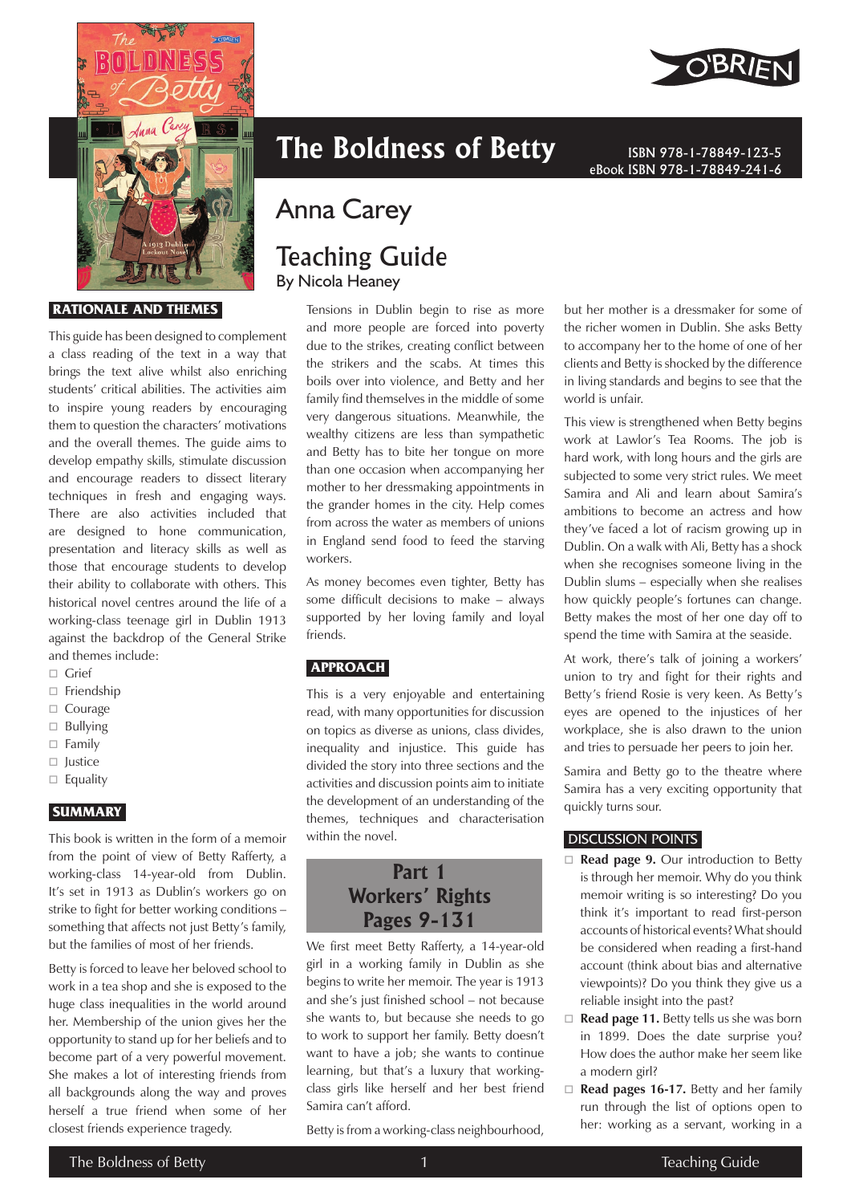# The Boldness of Betty

ISBN 978-1-78849-123-5
eBook ISBN 978-1-78849-241-6

## Anna Carey

## Teaching Guide

By Nicola Heaney

### RATIONALE AND THEMES

This guide has been designed to complement a class reading of the text in a way that brings the text alive whilst also enriching students' critical abilities. The activities aim to inspire young readers by encouraging them to question the characters' motivations and the overall themes. The guide aims to develop empathy skills, stimulate discussion and encourage readers to dissect literary techniques in fresh and engaging ways. There are also activities included that are designed to hone communication, presentation and literacy skills as well as those that encourage students to develop their ability to collaborate with others. This historical novel centres around the life of a working-class teenage girl in Dublin 1913 against the backdrop of the General Strike and themes include:

- Grief
- Friendship
- Courage
- Bullying
- Family
- Justice
- Equality

### SUMMARY

This book is written in the form of a memoir from the point of view of Betty Rafferty, a working-class 14-year-old from Dublin. It's set in 1913 as Dublin's workers go on strike to fight for better working conditions – something that affects not just Betty's family, but the families of most of her friends.

Betty is forced to leave her beloved school to work in a tea shop and she is exposed to the huge class inequalities in the world around her. Membership of the union gives her the opportunity to stand up for her beliefs and to become part of a very powerful movement. She makes a lot of interesting friends from all backgrounds along the way and proves herself a true friend when some of her closest friends experience tragedy.

Tensions in Dublin begin to rise as more and more people are forced into poverty due to the strikes, creating conflict between the strikers and the scabs. At times this boils over into violence, and Betty and her family find themselves in the middle of some very dangerous situations. Meanwhile, the wealthy citizens are less than sympathetic and Betty has to bite her tongue on more than one occasion when accompanying her mother to her dressmaking appointments in the grander homes in the city. Help comes from across the water as members of unions in England send food to feed the starving workers.

As money becomes even tighter, Betty has some difficult decisions to make – always supported by her loving family and loyal friends.

### APPROACH

This is a very enjoyable and entertaining read, with many opportunities for discussion on topics as diverse as unions, class divides, inequality and injustice. This guide has divided the story into three sections and the activities and discussion points aim to initiate the development of an understanding of the themes, techniques and characterisation within the novel.

## Part 1
## Workers' Rights
## Pages 9-131

We first meet Betty Rafferty, a 14-year-old girl in a working family in Dublin as she begins to write her memoir. The year is 1913 and she's just finished school – not because she wants to, but because she needs to go to work to support her family. Betty doesn't want to have a job; she wants to continue learning, but that's a luxury that working-class girls like herself and her best friend Samira can't afford.

Betty is from a working-class neighbourhood, but her mother is a dressmaker for some of the richer women in Dublin. She asks Betty to accompany her to the home of one of her clients and Betty is shocked by the difference in living standards and begins to see that the world is unfair.

This view is strengthened when Betty begins work at Lawlor's Tea Rooms. The job is hard work, with long hours and the girls are subjected to some very strict rules. We meet Samira and Ali and learn about Samira's ambitions to become an actress and how they've faced a lot of racism growing up in Dublin. On a walk with Ali, Betty has a shock when she recognises someone living in the Dublin slums – especially when she realises how quickly people's fortunes can change. Betty makes the most of her one day off to spend the time with Samira at the seaside.

At work, there's talk of joining a workers' union to try and fight for their rights and Betty's friend Rosie is very keen. As Betty's eyes are opened to the injustices of her workplace, she is also drawn to the union and tries to persuade her peers to join her.

Samira and Betty go to the theatre where Samira has a very exciting opportunity that quickly turns sour.

### DISCUSSION POINTS

- **Read page 9.** Our introduction to Betty is through her memoir. Why do you think memoir writing is so interesting? Do you think it's important to read first-person accounts of historical events? What should be considered when reading a first-hand account (think about bias and alternative viewpoints)? Do you think they give us a reliable insight into the past?
- **Read page 11.** Betty tells us she was born in 1899. Does the date surprise you? How does the author make her seem like a modern girl?
- **Read pages 16-17.** Betty and her family run through the list of options open to her: working as a servant, working in a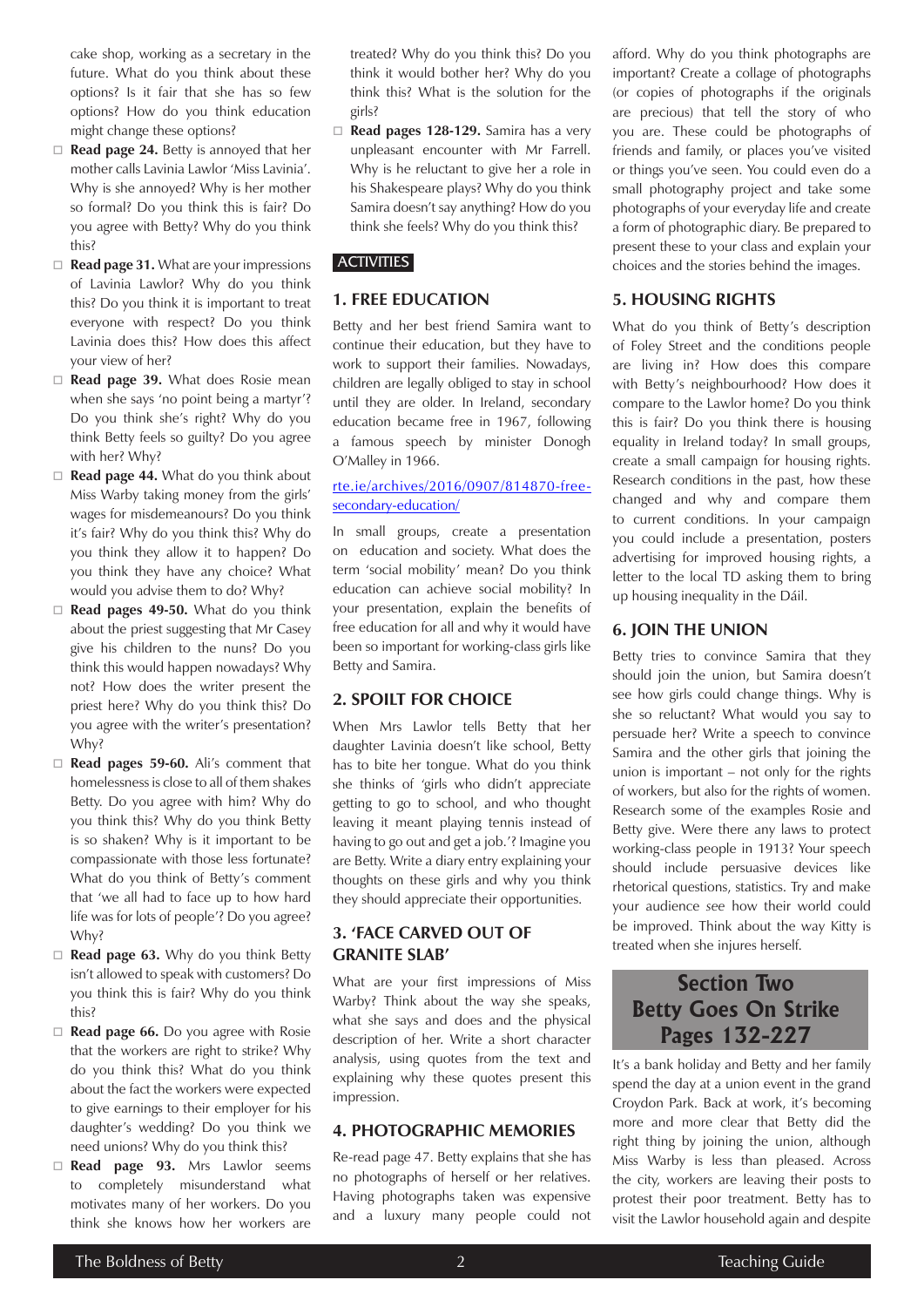cake shop, working as a secretary in the future. What do you think about these options? Is it fair that she has so few options? How do you think education might change these options?

- **Read page 24.** Betty is annoyed that her mother calls Lavinia Lawlor 'Miss Lavinia'. Why is she annoyed? Why is her mother so formal? Do you think this is fair? Do you agree with Betty? Why do you think this?
- **Read page 31.** What are your impressions of Lavinia Lawlor? Why do you think this? Do you think it is important to treat everyone with respect? Do you think Lavinia does this? How does this affect your view of her?
- **Read page 39.** What does Rosie mean when she says 'no point being a martyr'? Do you think she's right? Why do you think Betty feels so guilty? Do you agree with her? Why?
- **Read page 44.** What do you think about Miss Warby taking money from the girls' wages for misdemeanours? Do you think it's fair? Why do you think this? Why do you think they allow it to happen? Do you think they have any choice? What would you advise them to do? Why?
- **Read pages 49-50.** What do you think about the priest suggesting that Mr Casey give his children to the nuns? Do you think this would happen nowadays? Why not? How does the writer present the priest here? Why do you think this? Do you agree with the writer's presentation? Why?
- **Read pages 59-60.** Ali's comment that homelessness is close to all of them shakes Betty. Do you agree with him? Why do you think this? Why do you think Betty is so shaken? Why is it important to be compassionate with those less fortunate? What do you think of Betty's comment that 'we all had to face up to how hard life was for lots of people'? Do you agree? Why?
- **Read page 63.** Why do you think Betty isn't allowed to speak with customers? Do you think this is fair? Why do you think this?
- **Read page 66.** Do you agree with Rosie that the workers are right to strike? Why do you think this? What do you think about the fact the workers were expected to give earnings to their employer for his daughter's wedding? Do you think we need unions? Why do you think this?
- **Read page 93.** Mrs Lawlor seems to completely misunderstand what motivates many of her workers. Do you think she knows how her workers are treated? Why do you think this? Do you think it would bother her? Why do you think this? What is the solution for the girls?
- **Read pages 128-129.** Samira has a very unpleasant encounter with Mr Farrell. Why is he reluctant to give her a role in his Shakespeare plays? Why do you think Samira doesn't say anything? How do you think she feels? Why do you think this?

## ACTIVITIES

### 1. FREE EDUCATION

Betty and her best friend Samira want to continue their education, but they have to work to support their families. Nowadays, children are legally obliged to stay in school until they are older. In Ireland, secondary education became free in 1967, following a famous speech by minister Donogh O'Malley in 1966.

[rte.ie/archives/2016/0907/814870-free-secondary-education/](rte.ie/archives/2016/0907/814870-free-secondary-education/)

In small groups, create a presentation on education and society. What does the term 'social mobility' mean? Do you think education can achieve social mobility? In your presentation, explain the benefits of free education for all and why it would have been so important for working-class girls like Betty and Samira.

### 2. SPOILT FOR CHOICE

When Mrs Lawlor tells Betty that her daughter Lavinia doesn't like school, Betty has to bite her tongue. What do you think she thinks of 'girls who didn't appreciate getting to go to school, and who thought leaving it meant playing tennis instead of having to go out and get a job.'? Imagine you are Betty. Write a diary entry explaining your thoughts on these girls and why you think they should appreciate their opportunities.

### 3. 'FACE CARVED OUT OF GRANITE SLAB'

What are your first impressions of Miss Warby? Think about the way she speaks, what she says and does and the physical description of her. Write a short character analysis, using quotes from the text and explaining why these quotes present this impression.

### 4. PHOTOGRAPHIC MEMORIES

Re-read page 47. Betty explains that she has no photographs of herself or her relatives. Having photographs taken was expensive and a luxury many people could not afford. Why do you think photographs are important? Create a collage of photographs (or copies of photographs if the originals are precious) that tell the story of who you are. These could be photographs of friends and family, or places you've visited or things you've seen. You could even do a small photography project and take some photographs of your everyday life and create a form of photographic diary. Be prepared to present these to your class and explain your choices and the stories behind the images.

### 5. HOUSING RIGHTS

What do you think of Betty's description of Foley Street and the conditions people are living in? How does this compare with Betty's neighbourhood? How does it compare to the Lawlor home? Do you think this is fair? Do you think there is housing equality in Ireland today? In small groups, create a small campaign for housing rights. Research conditions in the past, how these changed and why and compare them to current conditions. In your campaign you could include a presentation, posters advertising for improved housing rights, a letter to the local TD asking them to bring up housing inequality in the Dáil.

### 6. JOIN THE UNION

Betty tries to convince Samira that they should join the union, but Samira doesn't see how girls could change things. Why is she so reluctant? What would you say to persuade her? Write a speech to convince Samira and the other girls that joining the union is important – not only for the rights of workers, but also for the rights of women. Research some of the examples Rosie and Betty give. Were there any laws to protect working-class people in 1913? Your speech should include persuasive devices like rhetorical questions, statistics. Try and make your audience *see* how their world could be improved. Think about the way Kitty is treated when she injures herself.

## Section Two
## Betty Goes On Strike
## Pages 132-227

It's a bank holiday and Betty and her family spend the day at a union event in the grand Croydon Park. Back at work, it's becoming more and more clear that Betty did the right thing by joining the union, although Miss Warby is less than pleased. Across the city, workers are leaving their posts to protest their poor treatment. Betty has to visit the Lawlor household again and despite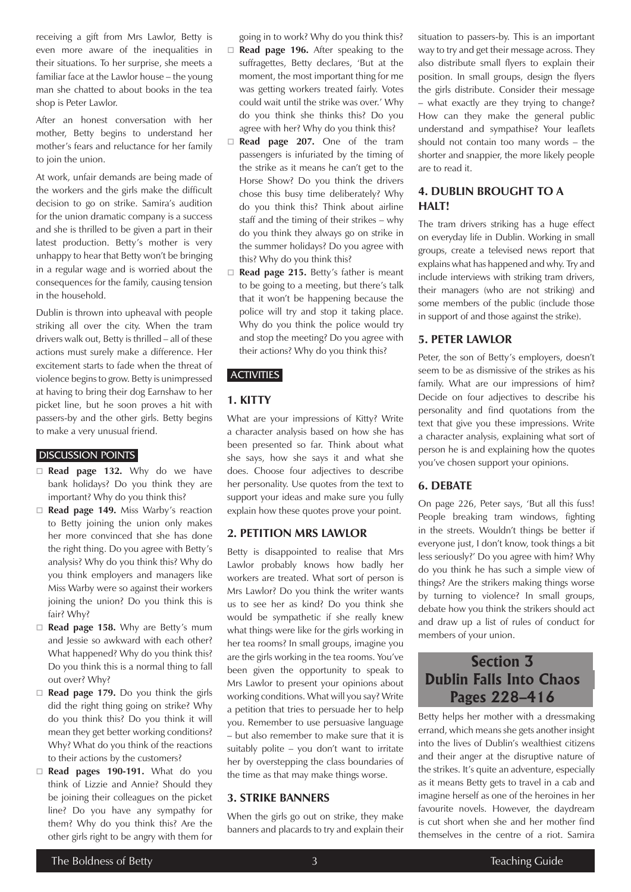receiving a gift from Mrs Lawlor, Betty is even more aware of the inequalities in their situations. To her surprise, she meets a familiar face at the Lawlor house – the young man she chatted to about books in the tea shop is Peter Lawlor.

After an honest conversation with her mother, Betty begins to understand her mother's fears and reluctance for her family to join the union.

At work, unfair demands are being made of the workers and the girls make the difficult decision to go on strike. Samira's audition for the union dramatic company is a success and she is thrilled to be given a part in their latest production. Betty's mother is very unhappy to hear that Betty won't be bringing in a regular wage and is worried about the consequences for the family, causing tension in the household.

Dublin is thrown into upheaval with people striking all over the city. When the tram drivers walk out, Betty is thrilled – all of these actions must surely make a difference. Her excitement starts to fade when the threat of violence begins to grow. Betty is unimpressed at having to bring their dog Earnshaw to her picket line, but he soon proves a hit with passers-by and the other girls. Betty begins to make a very unusual friend.

## DISCUSSION POINTS

- **Read page 132.** Why do we have bank holidays? Do you think they are important? Why do you think this?
- **Read page 149.** Miss Warby's reaction to Betty joining the union only makes her more convinced that she has done the right thing. Do you agree with Betty's analysis? Why do you think this? Why do you think employers and managers like Miss Warby were so against their workers joining the union? Do you think this is fair? Why?
- **Read page 158.** Why are Betty's mum and Jessie so awkward with each other? What happened? Why do you think this? Do you think this is a normal thing to fall out over? Why?
- **Read page 179.** Do you think the girls did the right thing going on strike? Why do you think this? Do you think it will mean they get better working conditions? Why? What do you think of the reactions to their actions by the customers?
- **Read pages 190-191.** What do you think of Lizzie and Annie? Should they be joining their colleagues on the picket line? Do you have any sympathy for them? Why do you think this? Are the other girls right to be angry with them for going in to work? Why do you think this?
- **Read page 196.** After speaking to the suffragettes, Betty declares, 'But at the moment, the most important thing for me was getting workers treated fairly. Votes could wait until the strike was over.' Why do you think she thinks this? Do you agree with her? Why do you think this?
- **Read page 207.** One of the tram passengers is infuriated by the timing of the strike as it means he can't get to the Horse Show? Do you think the drivers chose this busy time deliberately? Why do you think this? Think about airline staff and the timing of their strikes – why do you think they always go on strike in the summer holidays? Do you agree with this? Why do you think this?
- **Read page 215.** Betty's father is meant to be going to a meeting, but there's talk that it won't be happening because the police will try and stop it taking place. Why do you think the police would try and stop the meeting? Do you agree with their actions? Why do you think this?

## ACTIVITIES

### 1. KITTY

What are your impressions of Kitty? Write a character analysis based on how she has been presented so far. Think about what she says, how she says it and what she does. Choose four adjectives to describe her personality. Use quotes from the text to support your ideas and make sure you fully explain how these quotes prove your point.

### 2. PETITION MRS LAWLOR

Betty is disappointed to realise that Mrs Lawlor probably knows how badly her workers are treated. What sort of person is Mrs Lawlor? Do you think the writer wants us to see her as kind? Do you think she would be sympathetic if she really knew what things were like for the girls working in her tea rooms? In small groups, imagine you are the girls working in the tea rooms. You've been given the opportunity to speak to Mrs Lawlor to present your opinions about working conditions. What will you say? Write a petition that tries to persuade her to help you. Remember to use persuasive language – but also remember to make sure that it is suitably polite – you don't want to irritate her by overstepping the class boundaries of the time as that may make things worse.

### 3. STRIKE BANNERS

When the girls go out on strike, they make banners and placards to try and explain their situation to passers-by. This is an important way to try and get their message across. They also distribute small flyers to explain their position. In small groups, design the flyers the girls distribute. Consider their message – what exactly are they trying to change? How can they make the general public understand and sympathise? Your leaflets should not contain too many words – the shorter and snappier, the more likely people are to read it.

### 4. DUBLIN BROUGHT TO A HALT!

The tram drivers striking has a huge effect on everyday life in Dublin. Working in small groups, create a televised news report that explains what has happened and why. Try and include interviews with striking tram drivers, their managers (who are not striking) and some members of the public (include those in support of and those against the strike).

### 5. PETER LAWLOR

Peter, the son of Betty's employers, doesn't seem to be as dismissive of the strikes as his family. What are our impressions of him? Decide on four adjectives to describe his personality and find quotations from the text that give you these impressions. Write a character analysis, explaining what sort of person he is and explaining how the quotes you've chosen support your opinions.

### 6. DEBATE

On page 226, Peter says, 'But all this fuss! People breaking tram windows, fighting in the streets. Wouldn't things be better if everyone just, I don't know, took things a bit less seriously?' Do you agree with him? Why do you think he has such a simple view of things? Are the strikers making things worse by turning to violence? In small groups, debate how you think the strikers should act and draw up a list of rules of conduct for members of your union.

# Section 3
# Dublin Falls Into Chaos
# Pages 228–416

Betty helps her mother with a dressmaking errand, which means she gets another insight into the lives of Dublin's wealthiest citizens and their anger at the disruptive nature of the strikes. It's quite an adventure, especially as it means Betty gets to travel in a cab and imagine herself as one of the heroines in her favourite novels. However, the daydream is cut short when she and her mother find themselves in the centre of a riot. Samira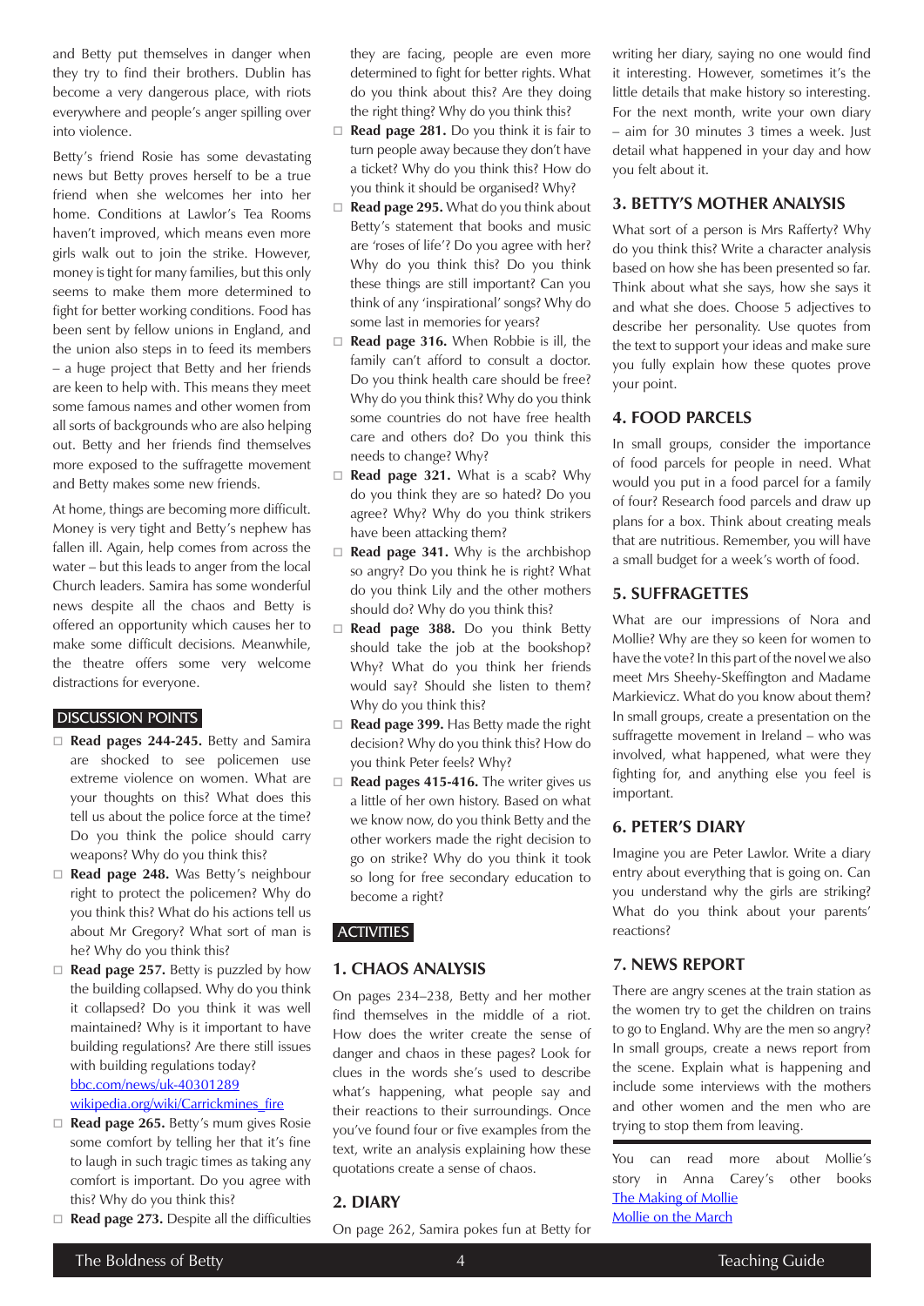and Betty put themselves in danger when they try to find their brothers. Dublin has become a very dangerous place, with riots everywhere and people's anger spilling over into violence.

Betty's friend Rosie has some devastating news but Betty proves herself to be a true friend when she welcomes her into her home. Conditions at Lawlor's Tea Rooms haven't improved, which means even more girls walk out to join the strike. However, money is tight for many families, but this only seems to make them more determined to fight for better working conditions. Food has been sent by fellow unions in England, and the union also steps in to feed its members – a huge project that Betty and her friends are keen to help with. This means they meet some famous names and other women from all sorts of backgrounds who are also helping out. Betty and her friends find themselves more exposed to the suffragette movement and Betty makes some new friends.

At home, things are becoming more difficult. Money is very tight and Betty's nephew has fallen ill. Again, help comes from across the water – but this leads to anger from the local Church leaders. Samira has some wonderful news despite all the chaos and Betty is offered an opportunity which causes her to make some difficult decisions. Meanwhile, the theatre offers some very welcome distractions for everyone.

## DISCUSSION POINTS

- **Read pages 244-245.** Betty and Samira are shocked to see policemen use extreme violence on women. What are your thoughts on this? What does this tell us about the police force at the time? Do you think the police should carry weapons? Why do you think this?
- **Read page 248.** Was Betty's neighbour right to protect the policemen? Why do you think this? What do his actions tell us about Mr Gregory? What sort of man is he? Why do you think this?
- **Read page 257.** Betty is puzzled by how the building collapsed. Why do you think it collapsed? Do you think it was well maintained? Why is it important to have building regulations? Are there still issues with building regulations today? bbc.com/news/uk-40301289 wikipedia.org/wiki/Carrickmines_fire
- **Read page 265.** Betty's mum gives Rosie some comfort by telling her that it's fine to laugh in such tragic times as taking any comfort is important. Do you agree with this? Why do you think this?
- **Read page 273.** Despite all the difficulties they are facing, people are even more determined to fight for better rights. What do you think about this? Are they doing the right thing? Why do you think this?
- **Read page 281.** Do you think it is fair to turn people away because they don't have a ticket? Why do you think this? How do you think it should be organised? Why?
- **Read page 295.** What do you think about Betty's statement that books and music are 'roses of life'? Do you agree with her? Why do you think this? Do you think these things are still important? Can you think of any 'inspirational' songs? Why do some last in memories for years?
- **Read page 316.** When Robbie is ill, the family can't afford to consult a doctor. Do you think health care should be free? Why do you think this? Why do you think some countries do not have free health care and others do? Do you think this needs to change? Why?
- **Read page 321.** What is a scab? Why do you think they are so hated? Do you agree? Why? Why do you think strikers have been attacking them?
- **Read page 341.** Why is the archbishop so angry? Do you think he is right? What do you think Lily and the other mothers should do? Why do you think this?
- **Read page 388.** Do you think Betty should take the job at the bookshop? Why? What do you think her friends would say? Should she listen to them? Why do you think this?
- **Read page 399.** Has Betty made the right decision? Why do you think this? How do you think Peter feels? Why?
- **Read pages 415-416.** The writer gives us a little of her own history. Based on what we know now, do you think Betty and the other workers made the right decision to go on strike? Why do you think it took so long for free secondary education to become a right?

## ACTIVITIES

### 1. CHAOS ANALYSIS

On pages 234–238, Betty and her mother find themselves in the middle of a riot. How does the writer create the sense of danger and chaos in these pages? Look for clues in the words she's used to describe what's happening, what people say and their reactions to their surroundings. Once you've found four or five examples from the text, write an analysis explaining how these quotations create a sense of chaos.

### 2. DIARY

On page 262, Samira pokes fun at Betty for writing her diary, saying no one would find it interesting. However, sometimes it's the little details that make history so interesting. For the next month, write your own diary – aim for 30 minutes 3 times a week. Just detail what happened in your day and how you felt about it.

### 3. BETTY'S MOTHER ANALYSIS

What sort of a person is Mrs Rafferty? Why do you think this? Write a character analysis based on how she has been presented so far. Think about what she says, how she says it and what she does. Choose 5 adjectives to describe her personality. Use quotes from the text to support your ideas and make sure you fully explain how these quotes prove your point.

### 4. FOOD PARCELS

In small groups, consider the importance of food parcels for people in need. What would you put in a food parcel for a family of four? Research food parcels and draw up plans for a box. Think about creating meals that are nutritious. Remember, you will have a small budget for a week's worth of food.

### 5. SUFFRAGETTES

What are our impressions of Nora and Mollie? Why are they so keen for women to have the vote? In this part of the novel we also meet Mrs Sheehy-Skeffington and Madame Markievicz. What do you know about them? In small groups, create a presentation on the suffragette movement in Ireland – who was involved, what happened, what were they fighting for, and anything else you feel is important.

### 6. PETER'S DIARY

Imagine you are Peter Lawlor. Write a diary entry about everything that is going on. Can you understand why the girls are striking? What do you think about your parents' reactions?

### 7. NEWS REPORT

There are angry scenes at the train station as the women try to get the children on trains to go to England. Why are the men so angry? In small groups, create a news report from the scene. Explain what is happening and include some interviews with the mothers and other women and the men who are trying to stop them from leaving.

---

You can read more about Mollie's story in Anna Carey's other books
The Making of Mollie
Mollie on the March